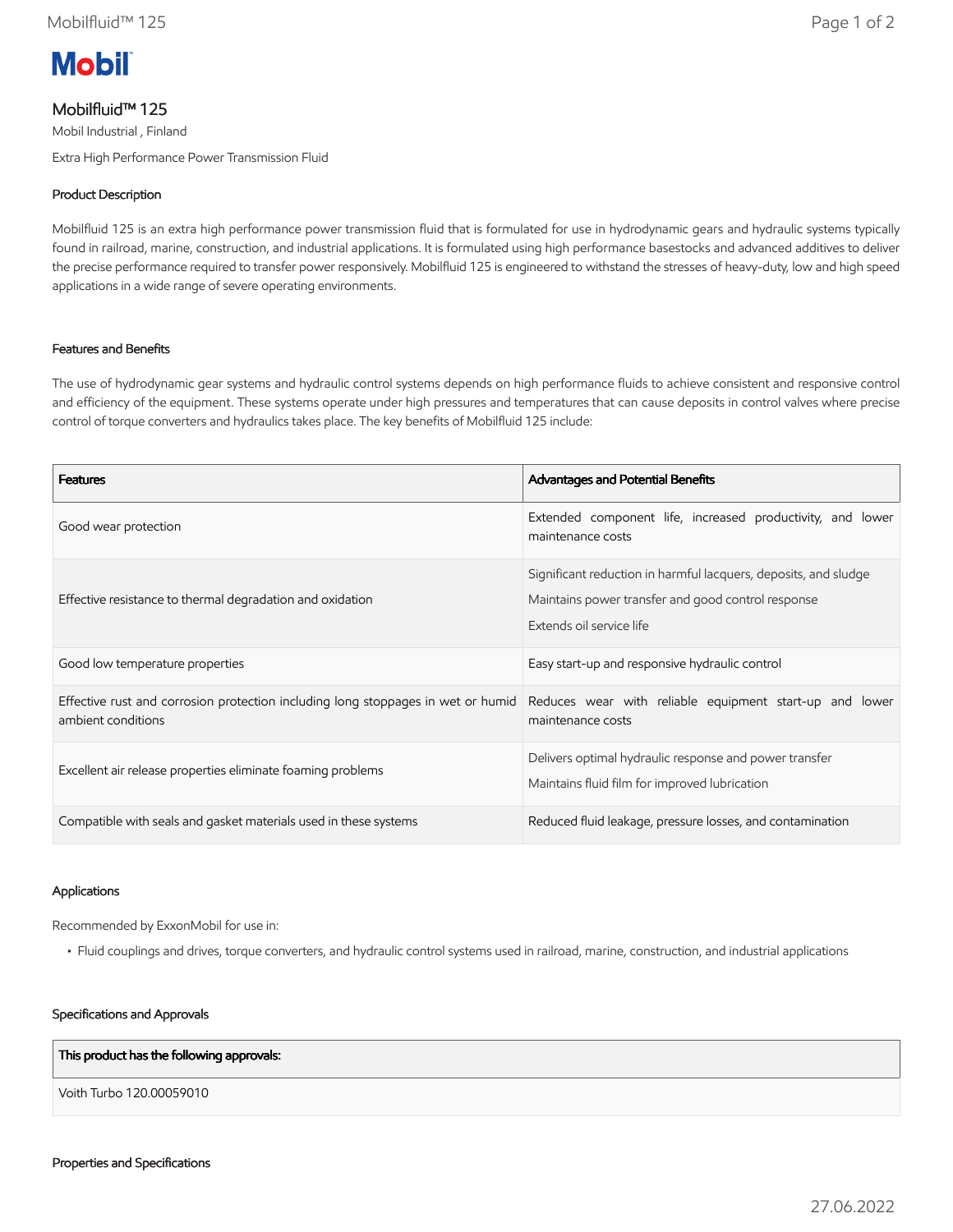# Mobilfluid™ 125

Mobil Industrial , Finland

Extra High Performance Power Transmission Fluid

## Product Description

Mobilfluid 125 is an extra high performance power transmission fluid that is formulated for use in hydrodynamic gears and hydraulic systems typically found in railroad, marine, construction, and industrial applications. It is formulated using high performance basestocks and advanced additives to deliver the precise performance required to transfer power responsively. Mobilfluid 125 is engineered to withstand the stresses of heavy-duty, low and high speed applications in a wide range of severe operating environments.

## Features and Benefits

The use of hydrodynamic gear systems and hydraulic control systems depends on high performance fluids to achieve consistent and responsive control and efficiency of the equipment. These systems operate under high pressures and temperatures that can cause deposits in control valves where precise control of torque converters and hydraulics takes place. The key benefits of Mobilfluid 125 include:

| Features | Advantages and Potential Benefits |
|---|---|
| Good wear protection | Extended component life, increased productivity, and lower maintenance costs |
| Effective resistance to thermal degradation and oxidation | Significant reduction in harmful lacquers, deposits, and sludge<br>Maintains power transfer and good control response<br>Extends oil service life |
| Good low temperature properties | Easy start-up and responsive hydraulic control |
| Effective rust and corrosion protection including long stoppages in wet or humid ambient conditions | Reduces wear with reliable equipment start-up and lower maintenance costs |
| Excellent air release properties eliminate foaming problems | Delivers optimal hydraulic response and power transfer<br>Maintains fluid film for improved lubrication |
| Compatible with seals and gasket materials used in these systems | Reduced fluid leakage, pressure losses, and contamination |

## Applications

Recommended by ExxonMobil for use in:

- Fluid couplings and drives, torque converters, and hydraulic control systems used in railroad, marine, construction, and industrial applications

## Specifications and Approvals

| This product has the following approvals: |
|---|
| Voith Turbo 120.00059010 |

## Properties and Specifications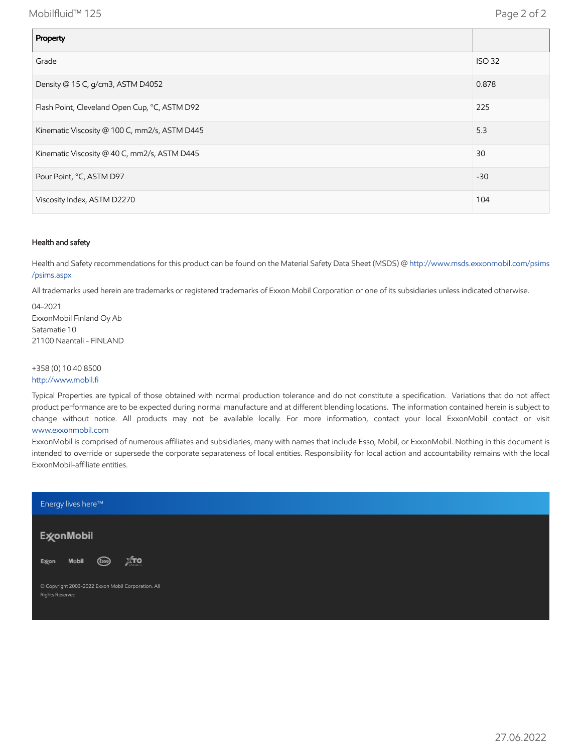| Property | |
|---|---|
| Grade | ISO 32 |
| Density @ 15 C, g/cm3, ASTM D4052 | 0.878 |
| Flash Point, Cleveland Open Cup, °C, ASTM D92 | 225 |
| Kinematic Viscosity @ 100 C, mm2/s, ASTM D445 | 5.3 |
| Kinematic Viscosity @ 40 C, mm2/s, ASTM D445 | 30 |
| Pour Point, °C, ASTM D97 | -30 |
| Viscosity Index, ASTM D2270 | 104 |

### Health and safety

Health and Safety recommendations for this product can be found on the Material Safety Data Sheet (MSDS) @ http://www.msds.exxonmobil.com/psims/psims.aspx

All trademarks used herein are trademarks or registered trademarks of Exxon Mobil Corporation or one of its subsidiaries unless indicated otherwise.

04-2021
ExxonMobil Finland Oy Ab
Satamatie 10
21100 Naantali - FINLAND

+358 (0) 10 40 8500
http://www.mobil.fi

Typical Properties are typical of those obtained with normal production tolerance and do not constitute a specification. Variations that do not affect product performance are to be expected during normal manufacture and at different blending locations. The information contained herein is subject to change without notice. All products may not be available locally. For more information, contact your local ExxonMobil contact or visit www.exxonmobil.com

ExxonMobil is comprised of numerous affiliates and subsidiaries, many with names that include Esso, Mobil, or ExxonMobil. Nothing in this document is intended to override or supersede the corporate separateness of local entities. Responsibility for local action and accountability remains with the local ExxonMobil-affiliate entities.

Energy lives here™

ExxonMobil

Exxon Mobil Esso XTO

© Copyright 2003-2022 Exxon Mobil Corporation. All Rights Reserved

27.06.2022